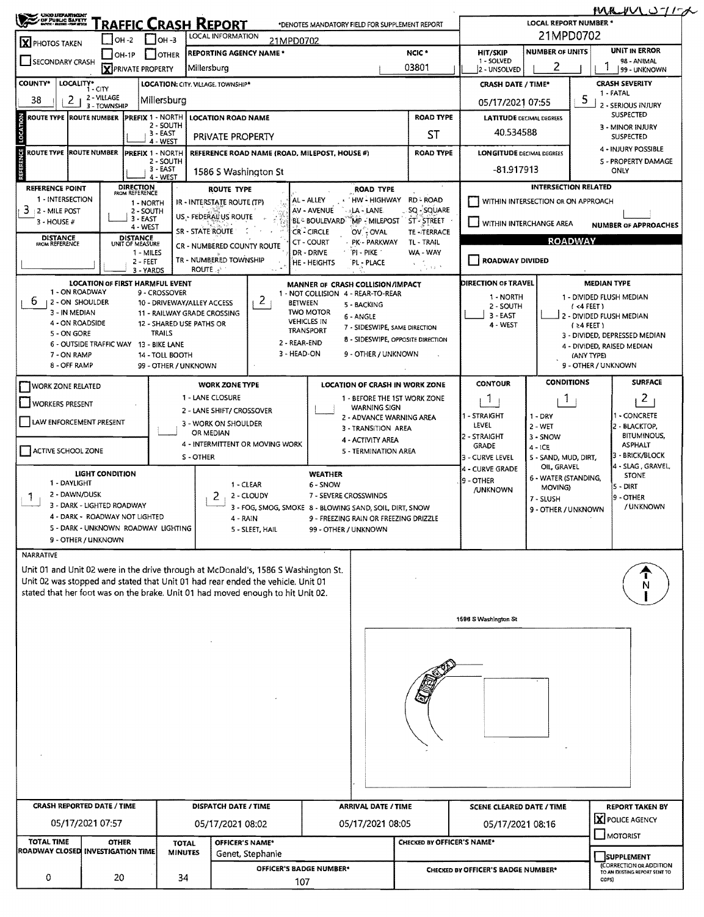# OHIO DEPARTMENT OF PUBLIC SAFETY — TRAFFIC CRASH REPORT

*DENOTES MANDATORY FIELD FOR SUPPLEMENT REPORT

| Field | Value |
| --- | --- |
| PHOTOS TAKEN | X |
| SECONDARY CRASH | |
| OH-2 / OH-3 / OH-1P / OTHER | |
| PRIVATE PROPERTY | X |
| LOCAL INFORMATION | 21MPD0702 |
| REPORTING AGENCY NAME * | Millersburg |
| NCIC * | 03801 |
| LOCAL REPORT NUMBER * | 21MPD0702 |
| HIT/SKIP (1 - SOLVED, 2 - UNSOLVED) | |
| NUMBER OF UNITS | 2 |
| UNIT IN ERROR (98 - ANIMAL, 99 - UNKNOWN) | 1 |
| COUNTY* | 38 |
| LOCALITY* (1 - CITY, 2 - VILLAGE, 3 - TOWNSHIP) | 2 |
| LOCATION: CITY, VILLAGE, TOWNSHIP* | Millersburg |
| CRASH DATE / TIME* | 05/17/2021 07:55 |
| CRASH SEVERITY (1 - FATAL, 2 - SERIOUS INJURY SUSPECTED, 3 - MINOR INJURY SUSPECTED, 4 - INJURY POSSIBLE, 5 - PROPERTY DAMAGE ONLY) | 5 |

## LOCATION

| ROUTE TYPE | ROUTE NUMBER | PREFIX (1 - NORTH, 2 - SOUTH, 3 - EAST, 4 - WEST) | LOCATION ROAD NAME | ROAD TYPE |
| --- | --- | --- | --- | --- |
| | | | PRIVATE PROPERTY | ST |

LATITUDE DECIMAL DEGREES: 40.534588

## REFERENCE

| ROUTE TYPE | ROUTE NUMBER | PREFIX (1 - NORTH, 2 - SOUTH, 3 - EAST, 4 - WEST) | REFERENCE ROAD NAME (ROAD, MILEPOST, HOUSE #) | ROAD TYPE |
| --- | --- | --- | --- | --- |
| | | | 1586 S Washington St | |

LONGITUDE DECIMAL DEGREES: -81.917913

REFERENCE POINT (1 - INTERSECTION, 2 - MILE POST, 3 - HOUSE #): 3

DIRECTION FROM REFERENCE (1 - NORTH, 2 - SOUTH, 3 - EAST, 4 - WEST):

DISTANCE FROM REFERENCE:

DISTANCE UNIT OF MEASURE (1 - MILES, 2 - FEET, 3 - YARDS):

ROUTE TYPE: IR - INTERSTATE ROUTE (TP), US - FEDERAL US ROUTE, SR - STATE ROUTE, CR - NUMBERED COUNTY ROUTE, TR - NUMBERED TOWNSHIP ROUTE

ROAD TYPE: AL - ALLEY, AV - AVENUE, BL - BOULEVARD, CR - CIRCLE, CT - COURT, DR - DRIVE, HE - HEIGHTS, HW - HIGHWAY, LA - LANE, MP - MILEPOST, OV - OVAL, PK - PARKWAY, PI - PIKE, PL - PLACE, RD - ROAD, SQ - SQUARE, ST - STREET, TE - TERRACE, TL - TRAIL, WA - WAY

## INTERSECTION RELATED

- WITHIN INTERSECTION OR ON APPROACH
- WITHIN INTERCHANGE AREA
- NUMBER OF APPROACHES:

## ROADWAY

- ROADWAY DIVIDED

LOCATION OF FIRST HARMFUL EVENT: 6
(1 - ON ROADWAY, 2 - ON SHOULDER, 3 - IN MEDIAN, 4 - ON ROADSIDE, 5 - ON GORE, 6 - OUTSIDE TRAFFIC WAY, 7 - ON RAMP, 8 - OFF RAMP, 9 - CROSSOVER, 10 - DRIVEWAY/ALLEY ACCESS, 11 - RAILWAY GRADE CROSSING, 12 - SHARED USE PATHS OR TRAILS, 13 - BIKE LANE, 14 - TOLL BOOTH, 99 - OTHER / UNKNOWN)

MANNER OF CRASH COLLISION/IMPACT: 2
(1 - NOT COLLISION BETWEEN TWO MOTOR VEHICLES IN TRANSPORT, 2 - REAR-END, 3 - HEAD-ON, 4 - REAR-TO-REAR, 5 - BACKING, 6 - ANGLE, 7 - SIDESWIPE, SAME DIRECTION, 8 - SIDESWIPE, OPPOSITE DIRECTION, 9 - OTHER / UNKNOWN)

DIRECTION OF TRAVEL (1 - NORTH, 2 - SOUTH, 3 - EAST, 4 - WEST):

MEDIAN TYPE: 1 - DIVIDED FLUSH MEDIAN (<4 FEET), 2 - DIVIDED FLUSH MEDIAN (≥4 FEET), 3 - DIVIDED, DEPRESSED MEDIAN, 4 - DIVIDED, RAISED MEDIAN (ANY TYPE), 9 - OTHER / UNKNOWN

## WORK ZONE

- WORK ZONE RELATED
- WORKERS PRESENT
- LAW ENFORCEMENT PRESENT
- ACTIVE SCHOOL ZONE

WORK ZONE TYPE: 1 - LANE CLOSURE, 2 - LANE SHIFT/ CROSSOVER, 3 - WORK ON SHOULDER OR MEDIAN, 4 - INTERMITTENT OR MOVING WORK, 5 - OTHER

LOCATION OF CRASH IN WORK ZONE: 1 - BEFORE THE 1ST WORK ZONE WARNING SIGN, 2 - ADVANCE WARNING AREA, 3 - TRANSITION AREA, 4 - ACTIVITY AREA, 5 - TERMINATION AREA

| CONTOUR | CONDITIONS | SURFACE |
| --- | --- | --- |
| 1 | 1 | 2 |

CONTOUR: 1 - STRAIGHT LEVEL, 2 - STRAIGHT GRADE, 3 - CURVE LEVEL, 4 - CURVE GRADE, 9 - OTHER /UNKNOWN

CONDITIONS: 1 - DRY, 2 - WET, 3 - SNOW, 4 - ICE, 5 - SAND, MUD, DIRT, OIL, GRAVEL, 6 - WATER (STANDING, MOVING), 7 - SLUSH, 9 - OTHER / UNKNOWN

SURFACE: 1 - CONCRETE, 2 - BLACKTOP, BITUMINOUS, ASPHALT, 3 - BRICK/BLOCK, 4 - SLAG, GRAVEL, STONE, 5 - DIRT, 9 - OTHER / UNKNOWN

LIGHT CONDITION: 1
(1 - DAYLIGHT, 2 - DAWN/DUSK, 3 - DARK - LIGHTED ROADWAY, 4 - DARK - ROADWAY NOT LIGHTED, 5 - DARK - UNKNOWN ROADWAY LIGHTING, 9 - OTHER / UNKNOWN)

WEATHER: 2
(1 - CLEAR, 2 - CLOUDY, 3 - FOG, SMOG, SMOKE, 4 - RAIN, 5 - SLEET, HAIL, 6 - SNOW, 7 - SEVERE CROSSWINDS, 8 - BLOWING SAND, SOIL, DIRT, SNOW, 9 - FREEZING RAIN OR FREEZING DRIZZLE, 99 - OTHER / UNKNOWN)

## NARRATIVE

Unit 01 and Unit 02 were in the drive through at McDonald's, 1586 S Washington St. Unit 02 was stopped and stated that Unit 01 had rear ended the vehicle. Unit 01 stated that her foot was on the brake. Unit 01 had moved enough to hit Unit 02.

1586 S Washington St

N

| CRASH REPORTED DATE / TIME | DISPATCH DATE / TIME | ARRIVAL DATE / TIME | SCENE CLEARED DATE / TIME | REPORT TAKEN BY |
| --- | --- | --- | --- | --- |
| 05/17/2021 07:57 | 05/17/2021 08:02 | 05/17/2021 08:05 | 05/17/2021 08:16 | X POLICE AGENCY / MOTORIST |

| TOTAL TIME ROADWAY CLOSED | OTHER INVESTIGATION TIME | TOTAL MINUTES | OFFICER'S NAME* | OFFICER'S BADGE NUMBER* | CHECKED BY OFFICER'S NAME* | CHECKED BY OFFICER'S BADGE NUMBER* |
| --- | --- | --- | --- | --- | --- | --- |
| 0 | 20 | 34 | Genet, Stephanie | 107 | | |

SUPPLEMENT (CORRECTION OR ADDITION TO AN EXISTING REPORT SENT TO ODPS)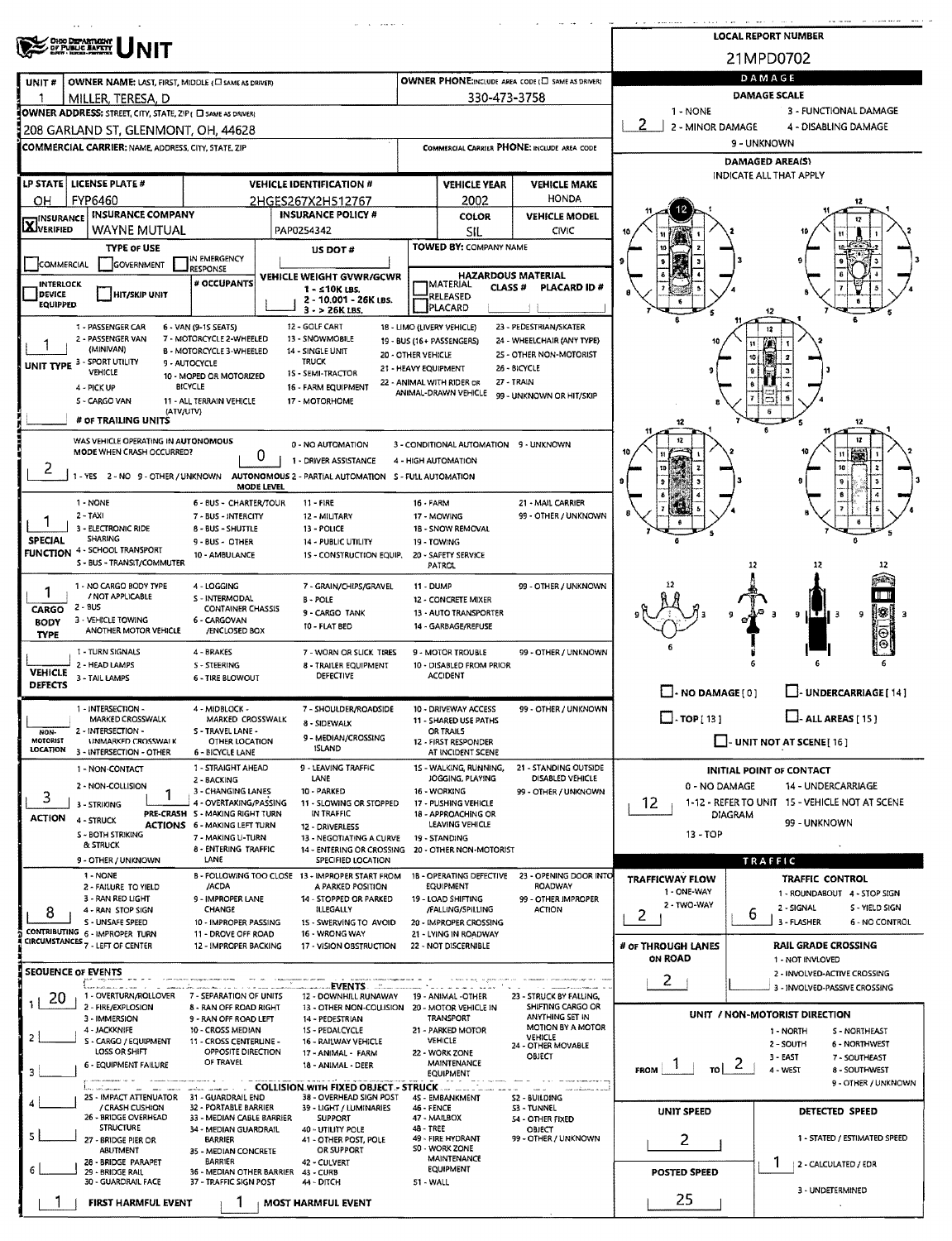# OHIO DEPARTMENT OF PUBLIC SAFETY — UNIT

**LOCAL REPORT NUMBER:** 21MPD0702

| UNIT # | OWNER NAME: LAST, FIRST, MIDDLE (☐ SAME AS DRIVER) | OWNER PHONE: INCLUDE AREA CODE (☐ SAME AS DRIVER) |
|---|---|---|
| 1 | MILLER, TERESA, D | 330-473-3758 |

**OWNER ADDRESS:** STREET, CITY, STATE, ZIP (☐ SAME AS DRIVER)
208 GARLAND ST, GLENMONT, OH, 44628

**COMMERCIAL CARRIER:** NAME, ADDRESS, CITY, STATE, ZIP | **COMMERCIAL CARRIER PHONE:** INCLUDE AREA CODE

| LP STATE | LICENSE PLATE # | VEHICLE IDENTIFICATION # | VEHICLE YEAR | VEHICLE MAKE |
|---|---|---|---|---|
| OH | FYP6460 | 2HGES267X2H512767 | 2002 | HONDA |

| ☒ INSURANCE VERIFIED | INSURANCE COMPANY | INSURANCE POLICY # | COLOR | VEHICLE MODEL |
|---|---|---|---|---|
| | WAYNE MUTUAL | PAP0254342 | SIL | CIVIC |

**TYPE OF USE:** ☐ COMMERCIAL ☐ GOVERNMENT ☐ IN EMERGENCY RESPONSE
**US DOT #:**
**TOWED BY:** COMPANY NAME
☐ INTERLOCK DEVICE EQUIPPED ☐ HIT/SKIP UNIT
**# OCCUPANTS:**
**VEHICLE WEIGHT GVWR/GCWR:** 1 - ≤10K LBS. 2 - 10,001 - 26K LBS. 3 - > 26K LBS.
**HAZARDOUS MATERIAL:** ☐ MATERIAL RELEASED ☐ PLACARD | CLASS # | PLACARD ID #

**UNIT TYPE:** 1
1 - PASSENGER CAR, 2 - PASSENGER VAN (MINIVAN), 3 - SPORT UTILITY VEHICLE, 4 - PICK UP, 5 - CARGO VAN, 6 - VAN (9-15 SEATS), 7 - MOTORCYCLE 2-WHEELED, 8 - MOTORCYCLE 3-WHEELED, 9 - AUTOCYCLE, 10 - MOPED OR MOTORIZED BICYCLE, 11 - ALL TERRAIN VEHICLE (ATV/UTV), 12 - GOLF CART, 13 - SNOWMOBILE, 14 - SINGLE UNIT TRUCK, 15 - SEMI-TRACTOR, 16 - FARM EQUIPMENT, 17 - MOTORHOME, 18 - LIMO (LIVERY VEHICLE), 19 - BUS (16+ PASSENGERS), 20 - OTHER VEHICLE, 21 - HEAVY EQUIPMENT, 22 - ANIMAL WITH RIDER OR ANIMAL-DRAWN VEHICLE, 23 - PEDESTRIAN/SKATER, 24 - WHEELCHAIR (ANY TYPE), 25 - OTHER NON-MOTORIST, 26 - BICYCLE, 27 - TRAIN, 99 - UNKNOWN OR HIT/SKIP
**# OF TRAILING UNITS:**

**WAS VEHICLE OPERATING IN AUTONOMOUS MODE WHEN CRASH OCCURRED?** 2
1 - YES, 2 - NO, 9 - OTHER / UNKNOWN
**AUTONOMOUS MODE LEVEL:** 0
0 - NO AUTOMATION, 1 - DRIVER ASSISTANCE, 2 - PARTIAL AUTOMATION, 3 - CONDITIONAL AUTOMATION, 4 - HIGH AUTOMATION, 5 - FULL AUTOMATION, 9 - UNKNOWN

**SPECIAL FUNCTION:** 1
1 - NONE, 2 - TAXI, 3 - ELECTRONIC RIDE SHARING, 4 - SCHOOL TRANSPORT, 5 - BUS - TRANSIT/COMMUTER, 6 - BUS - CHARTER/TOUR, 7 - BUS - INTERCITY, 8 - BUS - SHUTTLE, 9 - BUS - OTHER, 10 - AMBULANCE, 11 - FIRE, 12 - MILITARY, 13 - POLICE, 14 - PUBLIC UTILITY, 15 - CONSTRUCTION EQUIP., 16 - FARM, 17 - MOWING, 18 - SNOW REMOVAL, 19 - TOWING, 20 - SAFETY SERVICE PATROL, 21 - MAIL CARRIER, 99 - OTHER / UNKNOWN

**CARGO BODY TYPE:** 1
1 - NO CARGO BODY TYPE / NOT APPLICABLE, 2 - BUS, 3 - VEHICLE TOWING ANOTHER MOTOR VEHICLE, 4 - LOGGING, 5 - INTERMODAL CONTAINER CHASSIS, 6 - CARGOVAN /ENCLOSED BOX, 7 - GRAIN/CHIPS/GRAVEL, 8 - POLE, 9 - CARGO TANK, 10 - FLAT BED, 11 - DUMP, 12 - CONCRETE MIXER, 13 - AUTO TRANSPORTER, 14 - GARBAGE/REFUSE, 99 - OTHER / UNKNOWN

**VEHICLE DEFECTS:**
1 - TURN SIGNALS, 2 - HEAD LAMPS, 3 - TAIL LAMPS, 4 - BRAKES, 5 - STEERING, 6 - TIRE BLOWOUT, 7 - WORN OR SLICK TIRES, 8 - TRAILER EQUIPMENT DEFECTIVE, 9 - MOTOR TROUBLE, 10 - DISABLED FROM PRIOR ACCIDENT, 99 - OTHER / UNKNOWN

**NON-MOTORIST LOCATION:**
1 - INTERSECTION - MARKED CROSSWALK, 2 - INTERSECTION - UNMARKED CROSSWALK, 3 - INTERSECTION - OTHER, 4 - MIDBLOCK - MARKED CROSSWALK, 5 - TRAVEL LANE - OTHER LOCATION, 6 - BICYCLE LANE, 7 - SHOULDER/ROADSIDE, 8 - SIDEWALK, 9 - MEDIAN/CROSSING ISLAND, 10 - DRIVEWAY ACCESS, 11 - SHARED USE PATHS OR TRAILS, 12 - FIRST RESPONDER AT INCIDENT SCENE, 99 - OTHER / UNKNOWN

**ACTION:** 3
1 - NON-CONTACT, 2 - NON-COLLISION, 3 - STRIKING, 4 - STRUCK, 5 - BOTH STRIKING & STRUCK, 9 - OTHER / UNKNOWN

**PRE-CRASH ACTIONS:** 1
1 - STRAIGHT AHEAD, 2 - BACKING, 3 - CHANGING LANES, 4 - OVERTAKING/PASSING, 5 - MAKING RIGHT TURN, 6 - MAKING LEFT TURN, 7 - MAKING U-TURN, 8 - ENTERING TRAFFIC LANE, 9 - LEAVING TRAFFIC LANE, 10 - PARKED, 11 - SLOWING OR STOPPED IN TRAFFIC, 12 - DRIVERLESS, 13 - NEGOTIATING A CURVE, 14 - ENTERING OR CROSSING SPECIFIED LOCATION, 15 - WALKING, RUNNING, JOGGING, PLAYING, 16 - WORKING, 17 - PUSHING VEHICLE, 18 - APPROACHING OR LEAVING VEHICLE, 19 - STANDING, 20 - OTHER NON-MOTORIST, 21 - STANDING OUTSIDE DISABLED VEHICLE, 99 - OTHER / UNKNOWN

**CONTRIBUTING CIRCUMSTANCES:** 8
1 - NONE, 2 - FAILURE TO YIELD, 3 - RAN RED LIGHT, 4 - RAN STOP SIGN, 5 - UNSAFE SPEED, 6 - IMPROPER TURN, 7 - LEFT OF CENTER, 8 - FOLLOWING TOO CLOSE /ACDA, 9 - IMPROPER LANE CHANGE, 10 - IMPROPER PASSING, 11 - DROVE OFF ROAD, 12 - IMPROPER BACKING, 13 - IMPROPER START FROM A PARKED POSITION, 14 - STOPPED OR PARKED ILLEGALLY, 15 - SWERVING TO AVOID, 16 - WRONG WAY, 17 - VISION OBSTRUCTION, 18 - OPERATING DEFECTIVE EQUIPMENT, 19 - LOAD SHIFTING /FALLING/SPILLING, 20 - IMPROPER CROSSING, 21 - LYING IN ROADWAY, 22 - NOT DISCERNIBLE, 23 - OPENING DOOR INTO ROADWAY, 99 - OTHER IMPROPER ACTION

**SEQUENCE OF EVENTS**
1: 20
2:
3:
4:
5:
6:

**EVENTS:** 1 - OVERTURN/ROLLOVER, 2 - FIRE/EXPLOSION, 3 - IMMERSION, 4 - JACKKNIFE, 5 - CARGO / EQUIPMENT LOSS OR SHIFT, 6 - EQUIPMENT FAILURE, 7 - SEPARATION OF UNITS, 8 - RAN OFF ROAD RIGHT, 9 - RAN OFF ROAD LEFT, 10 - CROSS MEDIAN, 11 - CROSS CENTERLINE - OPPOSITE DIRECTION OF TRAVEL, 12 - DOWNHILL RUNAWAY, 13 - OTHER NON-COLLISION, 14 - PEDESTRIAN, 15 - PEDALCYCLE, 16 - RAILWAY VEHICLE, 17 - ANIMAL - FARM, 18 - ANIMAL - DEER, 19 - ANIMAL -OTHER, 20 - MOTOR VEHICLE IN TRANSPORT, 21 - PARKED MOTOR VEHICLE, 22 - WORK ZONE MAINTENANCE EQUIPMENT, 23 - STRUCK BY FALLING, SHIFTING CARGO OR ANYTHING SET IN MOTION BY A MOTOR VEHICLE, 24 - OTHER MOVABLE OBJECT

**COLLISION WITH FIXED OBJECT - STRUCK:** 25 - IMPACT ATTENUATOR / CRASH CUSHION, 26 - BRIDGE OVERHEAD STRUCTURE, 27 - BRIDGE PIER OR ABUTMENT, 28 - BRIDGE PARAPET, 29 - BRIDGE RAIL, 30 - GUARDRAIL FACE, 31 - GUARDRAIL END, 32 - PORTABLE BARRIER, 33 - MEDIAN CABLE BARRIER, 34 - MEDIAN GUARDRAIL BARRIER, 35 - MEDIAN CONCRETE BARRIER, 36 - MEDIAN OTHER BARRIER, 37 - TRAFFIC SIGN POST, 38 - OVERHEAD SIGN POST, 39 - LIGHT / LUMINARIES SUPPORT, 40 - UTILITY POLE, 41 - OTHER POST, POLE OR SUPPORT, 42 - CULVERT, 43 - CURB, 44 - DITCH, 45 - EMBANKMENT, 46 - FENCE, 47 - MAILBOX, 48 - TREE, 49 - FIRE HYDRANT, 50 - WORK ZONE MAINTENANCE EQUIPMENT, 51 - WALL, 52 - BUILDING, 53 - TUNNEL, 54 - OTHER FIXED OBJECT, 99 - OTHER / UNKNOWN

**FIRST HARMFUL EVENT:** 1 | **MOST HARMFUL EVENT:** 1

## DAMAGE

**DAMAGE SCALE:** 2
1 - NONE, 2 - MINOR DAMAGE, 3 - FUNCTIONAL DAMAGE, 4 - DISABLING DAMAGE, 9 - UNKNOWN

**DAMAGED AREA(S)** — INDICATE ALL THAT APPLY: 12

☐ - NO DAMAGE [0] ☐ - UNDERCARRIAGE [14] ☐ - TOP [13] ☐ - ALL AREAS [15] ☐ - UNIT NOT AT SCENE [16]

**INITIAL POINT OF CONTACT:** 12
0 - NO DAMAGE, 1-12 - REFER TO UNIT DIAGRAM, 13 - TOP, 14 - UNDERCARRIAGE, 15 - VEHICLE NOT AT SCENE, 99 - UNKNOWN

## TRAFFIC

**TRAFFICWAY FLOW:** 2
1 - ONE-WAY, 2 - TWO-WAY

**TRAFFIC CONTROL:** 6
1 - ROUNDABOUT, 2 - SIGNAL, 3 - FLASHER, 4 - STOP SIGN, 5 - YIELD SIGN, 6 - NO CONTROL

**# OF THROUGH LANES ON ROAD:** 2

**RAIL GRADE CROSSING:**
1 - NOT INVOLVED, 2 - INVOLVED-ACTIVE CROSSING, 3 - INVOLVED-PASSIVE CROSSING

**UNIT / NON-MOTORIST DIRECTION:** FROM 1 TO 2
1 - NORTH, 2 - SOUTH, 3 - EAST, 4 - WEST, 5 - NORTHEAST, 6 - NORTHWEST, 7 - SOUTHEAST, 8 - SOUTHWEST, 9 - OTHER / UNKNOWN

**UNIT SPEED:** 2
**POSTED SPEED:** 25
**DETECTED SPEED:** 1
1 - STATED / ESTIMATED SPEED, 2 - CALCULATED / EDR, 3 - UNDETERMINED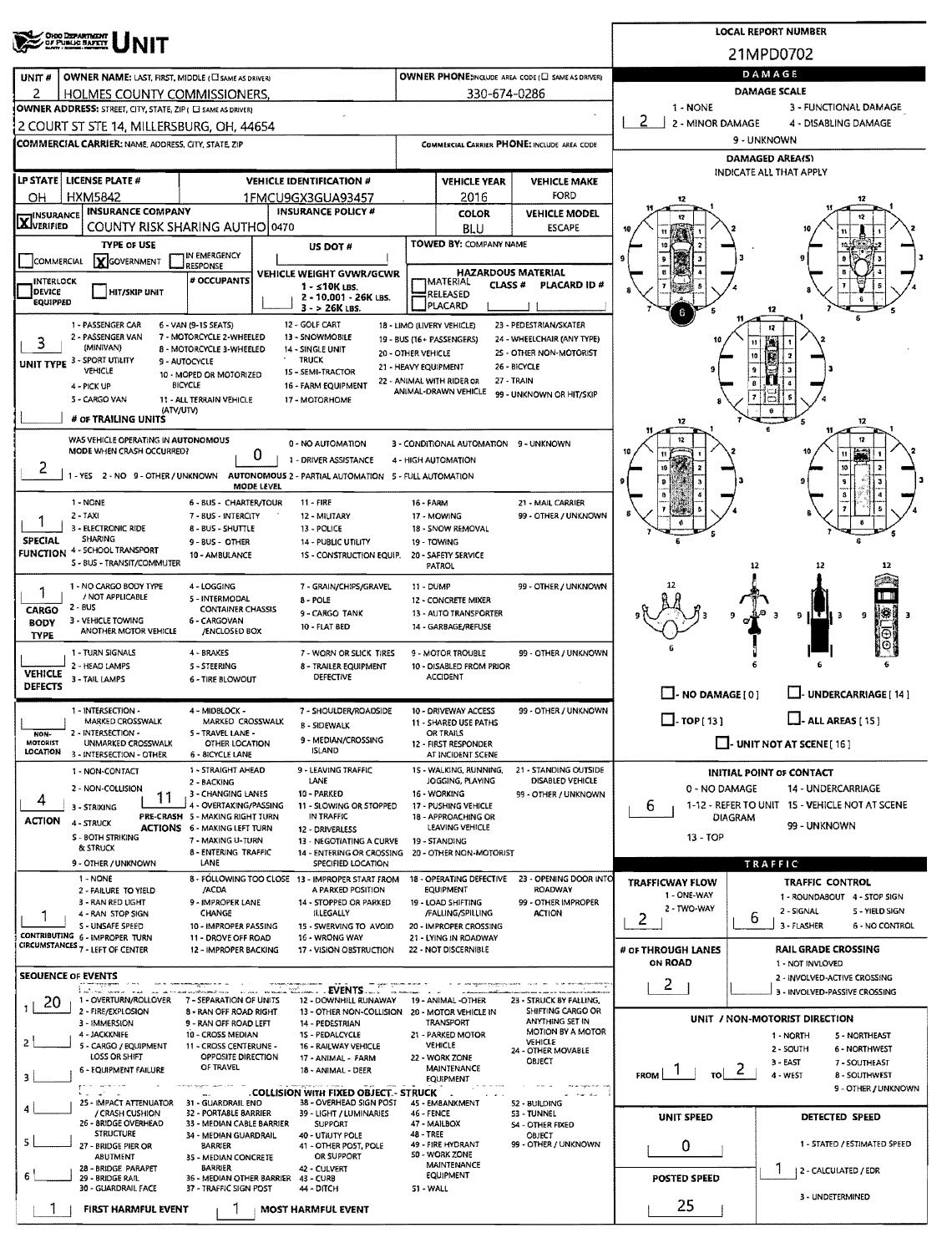# UNIT

**LOCAL REPORT NUMBER:** 21MPD0702

| Field | Value |
|---|---|
| UNIT # | 2 |
| OWNER NAME: LAST, FIRST, MIDDLE | HOLMES COUNTY COMMISSIONERS, |
| OWNER PHONE | 330-674-0286 |
| OWNER ADDRESS | 2 COURT ST STE 14, MILLERSBURG, OH, 44654 |
| COMMERCIAL CARRIER: NAME, ADDRESS, CITY, STATE, ZIP | |
| COMMERCIAL CARRIER PHONE | |
| LP STATE | OH |
| LICENSE PLATE # | HXM5842 |
| VEHICLE IDENTIFICATION # | 1FMCU9GX3GUA93457 |
| VEHICLE YEAR | 2016 |
| VEHICLE MAKE | FORD |
| INSURANCE | X VERIFIED |
| INSURANCE COMPANY | COUNTY RISK SHARING AUTHO |
| INSURANCE POLICY # | 0470 |
| COLOR | BLU |
| VEHICLE MODEL | ESCAPE |
| TYPE OF USE | X GOVERNMENT |
| US DOT # | |
| TOWED BY: COMPANY NAME | |
| VEHICLE WEIGHT GVWR/GCWR | 1 - ≤10K LBS. / 2 - 10,001 - 26K LBS. / 3 - > 26K LBS. |
| HAZARDOUS MATERIAL | |
| UNIT TYPE | 3 |
| # OF TRAILING UNITS | |
| WAS VEHICLE OPERATING IN AUTONOMOUS MODE WHEN CRASH OCCURRED? | 2 |
| AUTONOMOUS MODE LEVEL | 0 |
| SPECIAL FUNCTION | 1 |
| CARGO BODY TYPE | 1 |
| VEHICLE DEFECTS | |
| NON-MOTORIST LOCATION | |
| ACTION | 4 |
| PRE-CRASH ACTIONS | 11 |
| CONTRIBUTING CIRCUMSTANCES | 1 |

**UNIT TYPE:** 1 - PASSENGER CAR, 2 - PASSENGER VAN (MINIVAN), 3 - SPORT UTILITY VEHICLE, 4 - PICK UP, 5 - CARGO VAN, 6 - VAN (9-15 SEATS), 7 - MOTORCYCLE 2-WHEELED, 8 - MOTORCYCLE 3-WHEELED, 9 - AUTOCYCLE, 10 - MOPED OR MOTORIZED BICYCLE, 11 - ALL TERRAIN VEHICLE (ATV/UTV), 12 - GOLF CART, 13 - SNOWMOBILE, 14 - SINGLE UNIT TRUCK, 15 - SEMI-TRACTOR, 16 - FARM EQUIPMENT, 17 - MOTORHOME, 18 - LIMO (LIVERY VEHICLE), 19 - BUS (16+ PASSENGERS), 20 - OTHER VEHICLE, 21 - HEAVY EQUIPMENT, 22 - ANIMAL WITH RIDER OR ANIMAL-DRAWN VEHICLE, 23 - PEDESTRIAN/SKATER, 24 - WHEELCHAIR (ANY TYPE), 25 - OTHER NON-MOTORIST, 26 - BICYCLE, 27 - TRAIN, 99 - UNKNOWN OR HIT/SKIP

**AUTONOMOUS:** 1 - YES 2 - NO 9 - OTHER / UNKNOWN. 0 - NO AUTOMATION, 1 - DRIVER ASSISTANCE, 2 - PARTIAL AUTOMATION, 3 - CONDITIONAL AUTOMATION, 4 - HIGH AUTOMATION, 5 - FULL AUTOMATION, 9 - UNKNOWN

**SPECIAL FUNCTION:** 1 - NONE, 2 - TAXI, 3 - ELECTRONIC RIDE SHARING, 4 - SCHOOL TRANSPORT, 5 - BUS - TRANSIT/COMMUTER, 6 - BUS - CHARTER/TOUR, 7 - BUS - INTERCITY, 8 - BUS - SHUTTLE, 9 - BUS - OTHER, 10 - AMBULANCE, 11 - FIRE, 12 - MILITARY, 13 - POLICE, 14 - PUBLIC UTILITY, 15 - CONSTRUCTION EQUIP., 16 - FARM, 17 - MOWING, 18 - SNOW REMOVAL, 19 - TOWING, 20 - SAFETY SERVICE PATROL, 21 - MAIL CARRIER, 99 - OTHER / UNKNOWN

**CARGO BODY TYPE:** 1 - NO CARGO BODY TYPE / NOT APPLICABLE, 2 - BUS, 3 - VEHICLE TOWING ANOTHER MOTOR VEHICLE, 4 - LOGGING, 5 - INTERMODAL CONTAINER CHASSIS, 6 - CARGOVAN /ENCLOSED BOX, 7 - GRAIN/CHIPS/GRAVEL, 8 - POLE, 9 - CARGO TANK, 10 - FLAT BED, 11 - DUMP, 12 - CONCRETE MIXER, 13 - AUTO TRANSPORTER, 14 - GARBAGE/REFUSE, 99 - OTHER / UNKNOWN

**VEHICLE DEFECTS:** 1 - TURN SIGNALS, 2 - HEAD LAMPS, 3 - TAIL LAMPS, 4 - BRAKES, 5 - STEERING, 6 - TIRE BLOWOUT, 7 - WORN OR SLICK TIRES, 8 - TRAILER EQUIPMENT DEFECTIVE, 9 - MOTOR TROUBLE, 10 - DISABLED FROM PRIOR ACCIDENT, 99 - OTHER / UNKNOWN

**NON-MOTORIST LOCATION:** 1 - INTERSECTION - MARKED CROSSWALK, 2 - INTERSECTION - UNMARKED CROSSWALK, 3 - INTERSECTION - OTHER, 4 - MIDBLOCK - MARKED CROSSWALK, 5 - TRAVEL LANE - OTHER LOCATION, 6 - BICYCLE LANE, 7 - SHOULDER/ROADSIDE, 8 - SIDEWALK, 9 - MEDIAN/CROSSING ISLAND, 10 - DRIVEWAY ACCESS, 11 - SHARED USE PATHS OR TRAILS, 12 - FIRST RESPONDER AT INCIDENT SCENE, 99 - OTHER / UNKNOWN

**ACTION:** 1 - NON-CONTACT, 2 - NON-COLLISION, 3 - STRIKING, 4 - STRUCK, 5 - BOTH STRIKING & STRUCK, 9 - OTHER / UNKNOWN

**PRE-CRASH ACTIONS:** 1 - STRAIGHT AHEAD, 2 - BACKING, 3 - CHANGING LANES, 4 - OVERTAKING/PASSING, 5 - MAKING RIGHT TURN, 6 - MAKING LEFT TURN, 7 - MAKING U-TURN, 8 - ENTERING TRAFFIC LANE, 9 - LEAVING TRAFFIC LANE, 10 - PARKED, 11 - SLOWING OR STOPPED IN TRAFFIC, 12 - DRIVERLESS, 13 - NEGOTIATING A CURVE, 14 - ENTERING OR CROSSING SPECIFIED LOCATION, 15 - WALKING, RUNNING, JOGGING, PLAYING, 16 - WORKING, 17 - PUSHING VEHICLE, 18 - APPROACHING OR LEAVING VEHICLE, 19 - STANDING, 20 - OTHER NON-MOTORIST, 21 - STANDING OUTSIDE DISABLED VEHICLE, 99 - OTHER / UNKNOWN

**CONTRIBUTING CIRCUMSTANCES:** 1 - NONE, 2 - FAILURE TO YIELD, 3 - RAN RED LIGHT, 4 - RAN STOP SIGN, 5 - UNSAFE SPEED, 6 - IMPROPER TURN, 7 - LEFT OF CENTER, 8 - FOLLOWING TOO CLOSE /ACDA, 9 - IMPROPER LANE CHANGE, 10 - IMPROPER PASSING, 11 - DROVE OFF ROAD, 12 - IMPROPER BACKING, 13 - IMPROPER START FROM A PARKED POSITION, 14 - STOPPED OR PARKED ILLEGALLY, 15 - SWERVING TO AVOID, 16 - WRONG WAY, 17 - VISION OBSTRUCTION, 18 - OPERATING DEFECTIVE EQUIPMENT, 19 - LOAD SHIFTING /FALLING/SPILLING, 20 - IMPROPER CROSSING, 21 - LYING IN ROADWAY, 22 - NOT DISCERNIBLE, 23 - OPENING DOOR INTO ROADWAY, 99 - OTHER IMPROPER ACTION

## SEQUENCE OF EVENTS

| # | Event |
|---|---|
| 1 | 20 |
| 2 | |
| 3 | |
| 4 | |
| 5 | |
| 6 | |

**EVENTS:** 1 - OVERTURN/ROLLOVER, 2 - FIRE/EXPLOSION, 3 - IMMERSION, 4 - JACKKNIFE, 5 - CARGO / EQUIPMENT LOSS OR SHIFT, 6 - EQUIPMENT FAILURE, 7 - SEPARATION OF UNITS, 8 - RAN OFF ROAD RIGHT, 9 - RAN OFF ROAD LEFT, 10 - CROSS MEDIAN, 11 - CROSS CENTERLINE - OPPOSITE DIRECTION OF TRAVEL, 12 - DOWNHILL RUNAWAY, 13 - OTHER NON-COLLISION, 14 - PEDESTRIAN, 15 - PEDALCYCLE, 16 - RAILWAY VEHICLE, 17 - ANIMAL - FARM, 18 - ANIMAL - DEER, 19 - ANIMAL -OTHER, 20 - MOTOR VEHICLE IN TRANSPORT, 21 - PARKED MOTOR VEHICLE, 22 - WORK ZONE MAINTENANCE EQUIPMENT, 23 - STRUCK BY FALLING, SHIFTING CARGO OR ANYTHING SET IN MOTION BY A MOTOR VEHICLE, 24 - OTHER MOVABLE OBJECT

**COLLISION WITH FIXED OBJECT - STRUCK:** 25 - IMPACT ATTENUATOR / CRASH CUSHION, 26 - BRIDGE OVERHEAD STRUCTURE, 27 - BRIDGE PIER OR ABUTMENT, 28 - BRIDGE PARAPET, 29 - BRIDGE RAIL, 30 - GUARDRAIL FACE, 31 - GUARDRAIL END, 32 - PORTABLE BARRIER, 33 - MEDIAN CABLE BARRIER, 34 - MEDIAN GUARDRAIL BARRIER, 35 - MEDIAN CONCRETE BARRIER, 36 - MEDIAN OTHER BARRIER, 37 - TRAFFIC SIGN POST, 38 - OVERHEAD SIGN POST, 39 - LIGHT / LUMINARIES SUPPORT, 40 - UTILITY POLE, 41 - OTHER POST, POLE OR SUPPORT, 42 - CULVERT, 43 - CURB, 44 - DITCH, 45 - EMBANKMENT, 46 - FENCE, 47 - MAILBOX, 48 - TREE, 49 - FIRE HYDRANT, 50 - WORK ZONE MAINTENANCE EQUIPMENT, 51 - WALL, 52 - BUILDING, 53 - TUNNEL, 54 - OTHER FIXED OBJECT, 99 - OTHER / UNKNOWN

**FIRST HARMFUL EVENT:** 1 **MOST HARMFUL EVENT:** 1

## DAMAGE

**DAMAGE SCALE:** 2 (1 - NONE, 2 - MINOR DAMAGE, 3 - FUNCTIONAL DAMAGE, 4 - DISABLING DAMAGE, 9 - UNKNOWN)

**DAMAGED AREA(S)** — INDICATE ALL THAT APPLY: 6

☐ NO DAMAGE [0] ☐ UNDERCARRIAGE [14] ☐ TOP [13] ☐ ALL AREAS [15] ☐ UNIT NOT AT SCENE [16]

**INITIAL POINT OF CONTACT:** 6 (0 - NO DAMAGE, 1-12 - REFER TO UNIT DIAGRAM, 13 - TOP, 14 - UNDERCARRIAGE, 15 - VEHICLE NOT AT SCENE, 99 - UNKNOWN)

## TRAFFIC

| Field | Value |
|---|---|
| TRAFFICWAY FLOW (1 - ONE-WAY, 2 - TWO-WAY) | 2 |
| TRAFFIC CONTROL (1 - ROUNDABOUT, 2 - SIGNAL, 3 - FLASHER, 4 - STOP SIGN, 5 - YIELD SIGN, 6 - NO CONTROL) | 6 |
| # OF THROUGH LANES ON ROAD | 2 |
| RAIL GRADE CROSSING (1 - NOT INVOLVED, 2 - INVOLVED-ACTIVE CROSSING, 3 - INVOLVED-PASSIVE CROSSING) | |

**UNIT / NON-MOTORIST DIRECTION:** FROM 1 TO 2 (1 - NORTH, 2 - SOUTH, 3 - EAST, 4 - WEST, 5 - NORTHEAST, 6 - NORTHWEST, 7 - SOUTHEAST, 8 - SOUTHWEST, 9 - OTHER / UNKNOWN)

| Field | Value |
|---|---|
| UNIT SPEED | 0 |
| DETECTED SPEED (1 - STATED / ESTIMATED SPEED, 2 - CALCULATED / EDR, 3 - UNDETERMINED) | 1 |
| POSTED SPEED | 25 |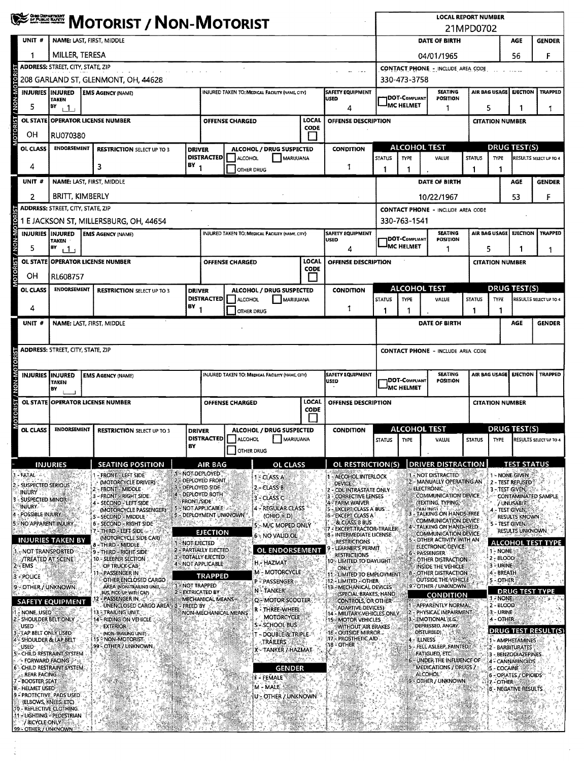# MOTORIST / NON-MOTORIST

**LOCAL REPORT NUMBER:** 21MPD0702

## Unit 1

| UNIT # | NAME: LAST, FIRST, MIDDLE | DATE OF BIRTH | AGE | GENDER |
|---|---|---|---|---|
| 1 | MILLER, TERESA | 04/01/1965 | 56 | F |

| ADDRESS: STREET, CITY, STATE, ZIP | CONTACT PHONE - INCLUDE AREA CODE |
|---|---|
| 208 GARLAND ST, GLENMONT, OH, 44628 | 330-473-3758 |

| INJURIES | INJURED TAKEN BY | EMS AGENCY (NAME) | INJURED TAKEN TO: MEDICAL FACILITY (NAME, CITY) | SAFETY EQUIPMENT USED | DOT-COMPLIANT MC HELMET | SEATING POSITION | AIR BAG USAGE | EJECTION | TRAPPED |
|---|---|---|---|---|---|---|---|---|---|
| 5 | 1 | | | 4 | | 1 | 5 | 1 | 1 |

| OL STATE | OPERATOR LICENSE NUMBER | OFFENSE CHARGED | LOCAL CODE | OFFENSE DESCRIPTION | CITATION NUMBER |
|---|---|---|---|---|---|
| OH | RU070380 | | | | |

| OL CLASS | ENDORSEMENT | RESTRICTION SELECT UP TO 3 | DRIVER DISTRACTED BY | ALCOHOL / DRUG SUSPECTED | CONDITION | ALCOHOL TEST STATUS | ALCOHOL TEST TYPE | ALCOHOL TEST VALUE | DRUG TEST STATUS | DRUG TEST TYPE | RESULTS SELECT UP TO 4 |
|---|---|---|---|---|---|---|---|---|---|---|---|
| 4 | | 3 | 1 | ☐ ALCOHOL ☐ MARIJUANA ☐ OTHER DRUG | 1 | 1 | 1 | . | 1 | 1 | |

## Unit 2

| UNIT # | NAME: LAST, FIRST, MIDDLE | DATE OF BIRTH | AGE | GENDER |
|---|---|---|---|---|
| 2 | BRITT, KIMBERLY | 10/22/1967 | 53 | F |

| ADDRESS: STREET, CITY, STATE, ZIP | CONTACT PHONE - INCLUDE AREA CODE |
|---|---|
| 1 E JACKSON ST, MILLERSBURG, OH, 44654 | 330-763-1541 |

| INJURIES | INJURED TAKEN BY | EMS AGENCY (NAME) | INJURED TAKEN TO: MEDICAL FACILITY (NAME, CITY) | SAFETY EQUIPMENT USED | DOT-COMPLIANT MC HELMET | SEATING POSITION | AIR BAG USAGE | EJECTION | TRAPPED |
|---|---|---|---|---|---|---|---|---|---|
| 5 | 1 | | | 4 | | 1 | 5 | 1 | 1 |

| OL STATE | OPERATOR LICENSE NUMBER | OFFENSE CHARGED | LOCAL CODE | OFFENSE DESCRIPTION | CITATION NUMBER |
|---|---|---|---|---|---|
| OH | RL608757 | | | | |

| OL CLASS | ENDORSEMENT | RESTRICTION SELECT UP TO 3 | DRIVER DISTRACTED BY | ALCOHOL / DRUG SUSPECTED | CONDITION | ALCOHOL TEST STATUS | ALCOHOL TEST TYPE | ALCOHOL TEST VALUE | DRUG TEST STATUS | DRUG TEST TYPE | RESULTS SELECT UP TO 4 |
|---|---|---|---|---|---|---|---|---|---|---|---|
| 4 | | | 1 | ☐ ALCOHOL ☐ MARIJUANA ☐ OTHER DRUG | 1 | 1 | 1 | . | 1 | 1 | |

## Unit (blank)

| UNIT # | NAME: LAST, FIRST, MIDDLE | DATE OF BIRTH | AGE | GENDER |
|---|---|---|---|---|
| | | | | |

| ADDRESS: STREET, CITY, STATE, ZIP | CONTACT PHONE - INCLUDE AREA CODE |
|---|---|
| | |

| INJURIES | INJURED TAKEN BY | EMS AGENCY (NAME) | INJURED TAKEN TO: MEDICAL FACILITY (NAME, CITY) | SAFETY EQUIPMENT USED | DOT-COMPLIANT MC HELMET | SEATING POSITION | AIR BAG USAGE | EJECTION | TRAPPED |
|---|---|---|---|---|---|---|---|---|---|
| | | | | | | | | | |

| OL STATE | OPERATOR LICENSE NUMBER | OFFENSE CHARGED | LOCAL CODE | OFFENSE DESCRIPTION | CITATION NUMBER |
|---|---|---|---|---|---|
| | | | | | |

| OL CLASS | ENDORSEMENT | RESTRICTION SELECT UP TO 3 | DRIVER DISTRACTED BY | ALCOHOL / DRUG SUSPECTED | CONDITION | ALCOHOL TEST STATUS | ALCOHOL TEST TYPE | ALCOHOL TEST VALUE | DRUG TEST STATUS | DRUG TEST TYPE | RESULTS SELECT UP TO 4 |
|---|---|---|---|---|---|---|---|---|---|---|---|
| | | | | ☐ ALCOHOL ☐ MARIJUANA ☐ OTHER DRUG | | | | | | | |

## Codes

**INJURIES**
1 - FATAL
2 - SUSPECTED SERIOUS INJURY
3 - SUSPECTED MINOR INJURY
4 - POSSIBLE INJURY
5 - NO APPARENT INJURY

**INJURIES TAKEN BY**
1 - NOT TRANSPORTED /TREATED AT SCENE
2 - EMS
3 - POLICE
9 - OTHER / UNKNOWN

**SAFETY EQUIPMENT**
1 - NONE USED
2 - SHOULDER BELT ONLY USED
3 - LAP BELT ONLY USED
4 - SHOULDER & LAP BELT USED
5 - CHILD RESTRAINT SYSTEM - FORWARD FACING
6 - CHILD RESTRAINT SYSTEM - REAR FACING
7 - BOOSTER SEAT
8 - HELMET USED
9 - PROTECTIVE PADS USED (ELBOWS, KNEES, ETC)
10 - REFLECTIVE CLOTHING
11 - LIGHTING - PEDESTRIAN / BICYCLE ONLY
99 - OTHER / UNKNOWN

**SEATING POSITION**
1 - FRONT - LEFT SIDE (MOTORCYCLE DRIVER)
2 - FRONT - MIDDLE
3 - FRONT - RIGHT SIDE
4 - SECOND - LEFT SIDE (MOTORCYCLE PASSENGER)
5 - SECOND - MIDDLE
6 - SECOND - RIGHT SIDE
7 - THIRD - LEFT SIDE (MOTORCYCLE SIDE CAR)
8 - THIRD - MIDDLE
9 - THIRD - RIGHT SIDE
10 - SLEEPER SECTION OF TRUCK CAB
11 - PASSENGER IN OTHER ENCLOSED CARGO AREA (NON-TRAILING UNIT, BUS, PICK-UP WITH CAP)
12 - PASSENGER IN UNENCLOSED CARGO AREA
13 - TRAILING UNIT
14 - RIDING ON VEHICLE EXTERIOR (NON-TRAILING UNIT)
15 - NON-MOTORIST
99 - OTHER / UNKNOWN

**AIR BAG**
1 - NOT DEPLOYED
2 - DEPLOYED FRONT
3 - DEPLOYED SIDE
4 - DEPLOYED BOTH FRONT/SIDE
5 - NOT APPLICABLE
9 - DEPLOYMENT UNKNOWN

**EJECTION**
1 - NOT EJECTED
2 - PARTIALLY EJECTED
3 - TOTALLY EJECTED
4 - NOT APPLICABLE

**TRAPPED**
1 - NOT TRAPPED
2 - EXTRICATED BY MECHANICAL MEANS
3 - FREED BY NON-MECHANICAL MEANS

**OL CLASS**
1 - CLASS A
2 - CLASS B
3 - CLASS C
4 - REGULAR CLASS (OHIO = D)
5 - M/C MOPED ONLY
6 - NO VALID OL

**OL ENDORSEMENT**
H - HAZMAT
M - MOTORCYCLE
P - PASSENGER
N - TANKER
Q - MOTOR SCOOTER
R - THREE-WHEEL MOTORCYCLE
S - SCHOOL BUS
T - DOUBLE & TRIPLE TRAILERS
X - TANKER / HAZMAT

**GENDER**
F - FEMALE
M - MALE
U - OTHER / UNKNOWN

**OL RESTRICTION(S)**
1 - ALCOHOL INTERLOCK DEVICE
2 - CDL INTRASTATE ONLY
3 - CORRECTIVE LENSES
4 - FARM WAIVER
5 - EXCEPT CLASS A BUS
6 - EXCEPT CLASS A & CLASS B BUS
7 - EXCEPT TRACTOR-TRAILER
8 - INTERMEDIATE LICENSE RESTRICTIONS
9 - LEARNER'S PERMIT RESTRICTIONS
10 - LIMITED TO DAYLIGHT ONLY
11 - LIMITED TO EMPLOYMENT
12 - LIMITED - OTHER
13 - MECHANICAL DEVICES (SPECIAL BRAKES, HAND CONTROLS, OR OTHER ADAPTIVE DEVICES)
14 - MILITARY VEHICLES ONLY
15 - MOTOR VEHICLES WITHOUT AIR BRAKES
16 - OUTSIDE MIRROR
17 - PROSTHETIC AID
18 - OTHER

**DRIVER DISTRACTION**
1 - NOT DISTRACTED
2 - MANUALLY OPERATING AN ELECTRONIC COMMUNICATION DEVICE (TEXTING, TYPING, DIALING)
3 - TALKING ON HANDS-FREE COMMUNICATION DEVICE
4 - TALKING ON HAND-HELD COMMUNICATION DEVICE
5 - OTHER ACTIVITY WITH AN ELECTRONIC DEVICE
6 - PASSENGER
7 - OTHER DISTRACTION INSIDE THE VEHICLE
8 - OTHER DISTRACTION OUTSIDE THE VEHICLE
9 - OTHER / UNKNOWN

**CONDITION**
1 - APPARENTLY NORMAL
2 - PHYSICAL IMPAIRMENT
3 - EMOTIONAL (E.G., DEPRESSED, ANGRY, DISTURBED)
4 - ILLNESS
5 - FELL ASLEEP, FAINTED, FATIGUED, ETC.
6 - UNDER THE INFLUENCE OF MEDICATIONS / DRUGS / ALCOHOL
9 - OTHER / UNKNOWN

**TEST STATUS**
1 - NONE GIVEN
2 - TEST REFUSED
3 - TEST GIVEN, CONTAMINATED SAMPLE / UNUSABLE
4 - TEST GIVEN, RESULTS KNOWN
5 - TEST GIVEN, RESULTS UNKNOWN

**ALCOHOL TEST TYPE**
1 - NONE
2 - BLOOD
3 - URINE
4 - BREATH
5 - OTHER

**DRUG TEST TYPE**
1 - NONE
2 - BLOOD
3 - URINE
4 - OTHER

**DRUG TEST RESULT(S)**
1 - AMPHETAMINES
2 - BARBITURATES
3 - BENZODIAZEPINES
4 - CANNABINOIDS
5 - COCAINE
6 - OPIATES / OPIOIDS
7 - OTHER
8 - NEGATIVE RESULTS